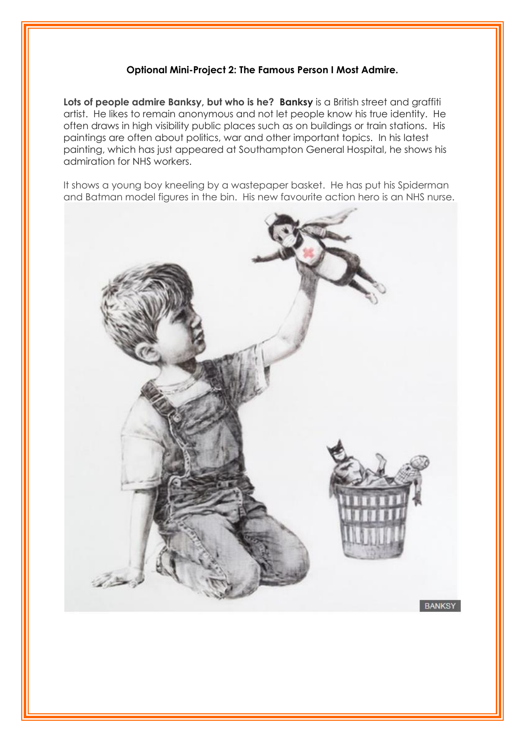**Optional Mini-Project 2: The Famous Person I Most Admire.**

**Lots of people admire Banksy, but who is he? Banksy** is a British street and graffiti artist. He likes to remain anonymous and not let people know his true identity. He often draws in high visibility public places such as on buildings or train stations. His paintings are often about politics, war and other important topics. In his latest painting, which has just appeared at Southampton General Hospital, he shows his admiration for NHS workers.

It shows a young boy kneeling by a wastepaper basket. He has put his Spiderman and Batman model figures in the bin. His new favourite action hero is an NHS nurse.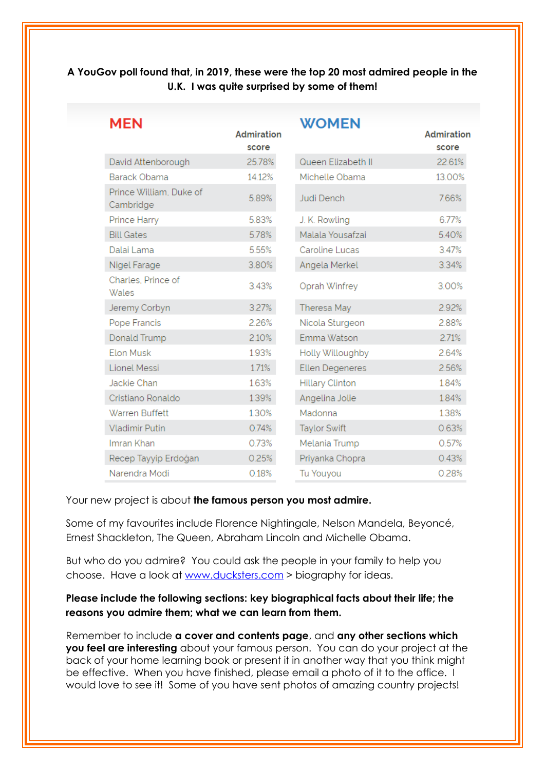**A YouGov poll found that, in 2019, these were the top 20 most admired people in the U.K. I was quite surprised by some of them!**

| MEN | Admiration score | WOMEN | Admiration score |
|---|---|---|---|
| David Attenborough | 25.78% | Queen Elizabeth II | 22.61% |
| Barack Obama | 14.12% | Michelle Obama | 13.00% |
| Prince William, Duke of Cambridge | 5.89% | Judi Dench | 7.66% |
| Prince Harry | 5.83% | J. K. Rowling | 6.77% |
| Bill Gates | 5.78% | Malala Yousafzai | 5.40% |
| Dalai Lama | 5.55% | Caroline Lucas | 3.47% |
| Nigel Farage | 3.80% | Angela Merkel | 3.34% |
| Charles, Prince of Wales | 3.43% | Oprah Winfrey | 3.00% |
| Jeremy Corbyn | 3.27% | Theresa May | 2.92% |
| Pope Francis | 2.26% | Nicola Sturgeon | 2.88% |
| Donald Trump | 2.10% | Emma Watson | 2.71% |
| Elon Musk | 1.93% | Holly Willoughby | 2.64% |
| Lionel Messi | 1.71% | Ellen Degeneres | 2.56% |
| Jackie Chan | 1.63% | Hillary Clinton | 1.84% |
| Cristiano Ronaldo | 1.39% | Angelina Jolie | 1.84% |
| Warren Buffett | 1.30% | Madonna | 1.38% |
| Vladimir Putin | 0.74% | Taylor Swift | 0.63% |
| Imran Khan | 0.73% | Melania Trump | 0.57% |
| Recep Tayyip Erdoğan | 0.25% | Priyanka Chopra | 0.43% |
| Narendra Modi | 0.18% | Tu Youyou | 0.28% |

Your new project is about **the famous person you most admire.**

Some of my favourites include Florence Nightingale, Nelson Mandela, Beyoncé, Ernest Shackleton, The Queen, Abraham Lincoln and Michelle Obama.

But who do you admire? You could ask the people in your family to help you choose. Have a look at www.ducksters.com > biography for ideas.

**Please include the following sections: key biographical facts about their life; the reasons you admire them; what we can learn from them.**

Remember to include **a cover and contents page**, and **any other sections which you feel are interesting** about your famous person. You can do your project at the back of your home learning book or present it in another way that you think might be effective. When you have finished, please email a photo of it to the office. I would love to see it! Some of you have sent photos of amazing country projects!